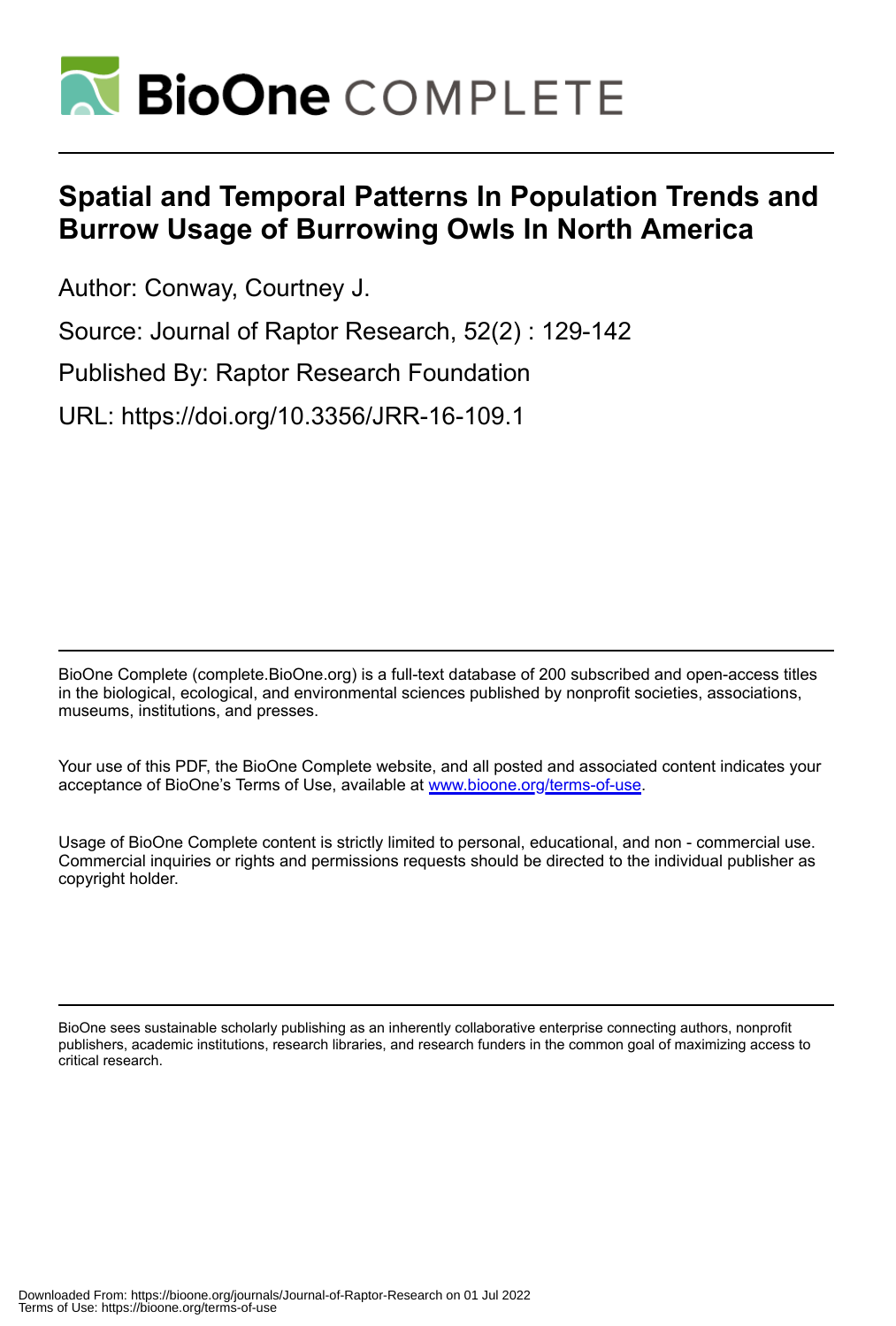# BioOne COMPLETE

## Spatial and Temporal Patterns In Population Trends and Burrow Usage of Burrowing Owls In North America

Author: Conway, Courtney J.

Source: Journal of Raptor Research, 52(2) : 129-142

Published By: Raptor Research Foundation

URL: https://doi.org/10.3356/JRR-16-109.1

---

BioOne Complete (complete.BioOne.org) is a full-text database of 200 subscribed and open-access titles in the biological, ecological, and environmental sciences published by nonprofit societies, associations, museums, institutions, and presses.

Your use of this PDF, the BioOne Complete website, and all posted and associated content indicates your acceptance of BioOne's Terms of Use, available at www.bioone.org/terms-of-use.

Usage of BioOne Complete content is strictly limited to personal, educational, and non - commercial use. Commercial inquiries or rights and permissions requests should be directed to the individual publisher as copyright holder.

---

BioOne sees sustainable scholarly publishing as an inherently collaborative enterprise connecting authors, nonprofit publishers, academic institutions, research libraries, and research funders in the common goal of maximizing access to critical research.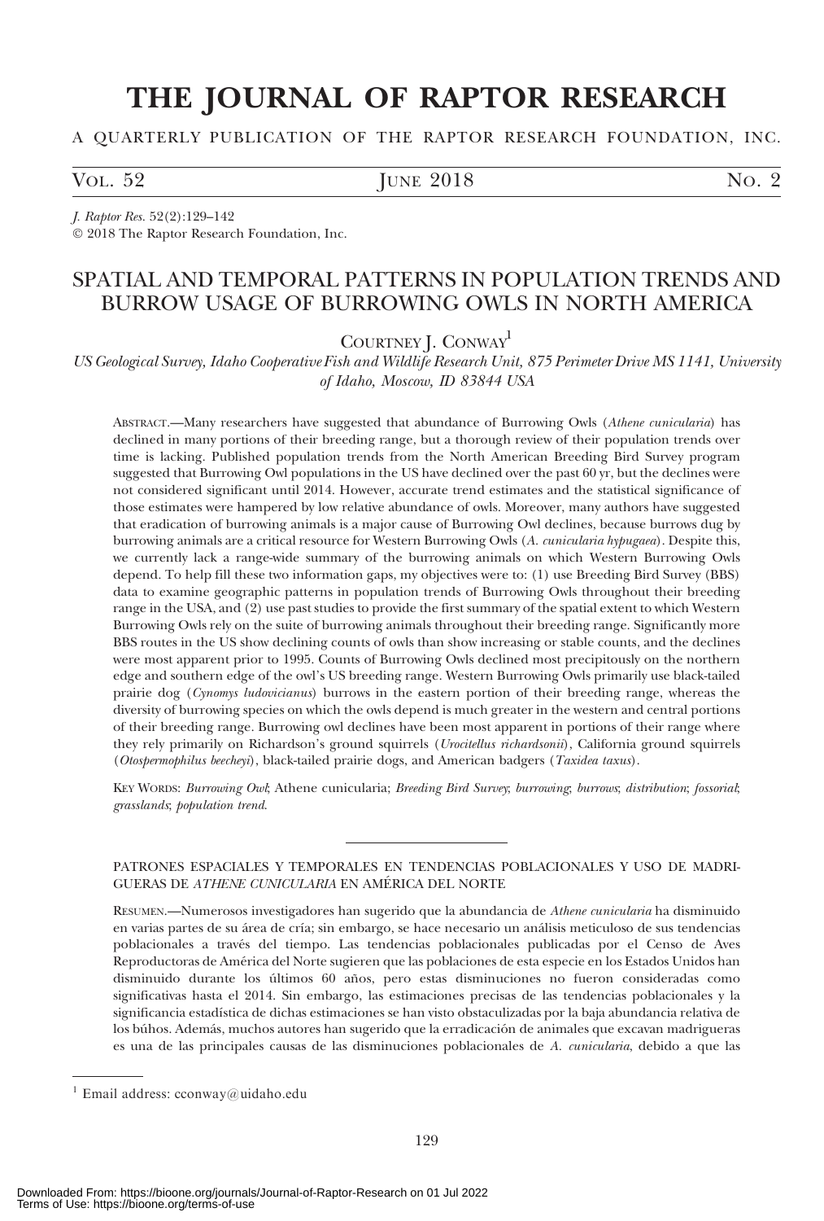# THE JOURNAL OF RAPTOR RESEARCH

A QUARTERLY PUBLICATION OF THE RAPTOR RESEARCH FOUNDATION, INC.

VOL. 52 JUNE 2018 NO. 2

*J. Raptor Res.* 52(2):129–142
© 2018 The Raptor Research Foundation, Inc.

## SPATIAL AND TEMPORAL PATTERNS IN POPULATION TRENDS AND BURROW USAGE OF BURROWING OWLS IN NORTH AMERICA

COURTNEY J. CONWAY[1]

*US Geological Survey, Idaho Cooperative Fish and Wildlife Research Unit, 875 Perimeter Drive MS 1141, University of Idaho, Moscow, ID 83844 USA*

ABSTRACT.—Many researchers have suggested that abundance of Burrowing Owls (*Athene cunicularia*) has declined in many portions of their breeding range, but a thorough review of their population trends over time is lacking. Published population trends from the North American Breeding Bird Survey program suggested that Burrowing Owl populations in the US have declined over the past 60 yr, but the declines were not considered significant until 2014. However, accurate trend estimates and the statistical significance of those estimates were hampered by low relative abundance of owls. Moreover, many authors have suggested that eradication of burrowing animals is a major cause of Burrowing Owl declines, because burrows dug by burrowing animals are a critical resource for Western Burrowing Owls (*A. cunicularia hypugaea*). Despite this, we currently lack a range-wide summary of the burrowing animals on which Western Burrowing Owls depend. To help fill these two information gaps, my objectives were to: (1) use Breeding Bird Survey (BBS) data to examine geographic patterns in population trends of Burrowing Owls throughout their breeding range in the USA, and (2) use past studies to provide the first summary of the spatial extent to which Western Burrowing Owls rely on the suite of burrowing animals throughout their breeding range. Significantly more BBS routes in the US show declining counts of owls than show increasing or stable counts, and the declines were most apparent prior to 1995. Counts of Burrowing Owls declined most precipitously on the northern edge and southern edge of the owl's US breeding range. Western Burrowing Owls primarily use black-tailed prairie dog (*Cynomys ludovicianus*) burrows in the eastern portion of their breeding range, whereas the diversity of burrowing species on which the owls depend is much greater in the western and central portions of their breeding range. Burrowing owl declines have been most apparent in portions of their range where they rely primarily on Richardson's ground squirrels (*Urocitellus richardsonii*), California ground squirrels (*Otospermophilus beecheyi*), black-tailed prairie dogs, and American badgers (*Taxidea taxus*).

KEY WORDS: *Burrowing Owl*; Athene cunicularia; *Breeding Bird Survey*; *burrowing*; *burrows*; *distribution*; *fossorial*; *grasslands*; *population trend*.

---

PATRONES ESPACIALES Y TEMPORALES EN TENDENCIAS POBLACIONALES Y USO DE MADRIGUERAS DE *ATHENE CUNICULARIA* EN AMÉRICA DEL NORTE

RESUMEN.—Numerosos investigadores han sugerido que la abundancia de *Athene cunicularia* ha disminuido en varias partes de su área de cría; sin embargo, se hace necesario un análisis meticuloso de sus tendencias poblacionales a través del tiempo. Las tendencias poblacionales publicadas por el Censo de Aves Reproductoras de América del Norte sugieren que las poblaciones de esta especie en los Estados Unidos han disminuido durante los últimos 60 años, pero estas disminuciones no fueron consideradas como significativas hasta el 2014. Sin embargo, las estimaciones precisas de las tendencias poblacionales y la significancia estadística de dichas estimaciones se han visto obstaculizadas por la baja abundancia relativa de los búhos. Además, muchos autores han sugerido que la erradicación de animales que excavan madrigueras es una de las principales causas de las disminuciones poblacionales de *A. cunicularia*, debido a que las

[1] Email address: cconway@uidaho.edu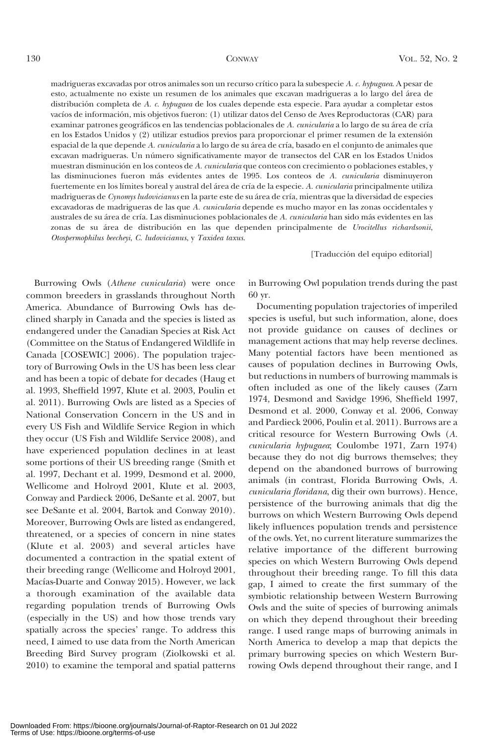madrigueras excavadas por otros animales son un recurso crítico para la subespecie *A. c. hypugaea*. A pesar de esto, actualmente no existe un resumen de los animales que excavan madrigueras a lo largo del área de distribución completa de *A. c. hypugaea* de los cuales depende esta especie. Para ayudar a completar estos vacíos de información, mis objetivos fueron: (1) utilizar datos del Censo de Aves Reproductoras (CAR) para examinar patrones geográficos en las tendencias poblacionales de *A. cunicularia* a lo largo de su área de cría en los Estados Unidos y (2) utilizar estudios previos para proporcionar el primer resumen de la extensión espacial de la que depende *A. cunicularia* a lo largo de su área de cría, basado en el conjunto de animales que excavan madrigueras. Un número significativamente mayor de transectos del CAR en los Estados Unidos muestran disminución en los conteos de *A. cunicularia* que conteos con crecimiento o poblaciones estables, y las disminuciones fueron más evidentes antes de 1995. Los conteos de *A. cunicularia* disminuyeron fuertemente en los límites boreal y austral del área de cría de la especie. *A. cunicularia* principalmente utiliza madrigueras de *Cynomys ludovicianus* en la parte este de su área de cría, mientras que la diversidad de especies excavadoras de madrigueras de las que *A. cunicularia* depende es mucho mayor en las zonas occidentales y australes de su área de cría. Las disminuciones poblacionales de *A. cunicularia* han sido más evidentes en las zonas de su área de distribución en las que dependen principalmente de *Urocitellus richardsonii*, *Otospermophilus beecheyi*, *C. ludovicianus*, y *Taxidea taxus*.

[Traducción del equipo editorial]

Burrowing Owls (*Athene cunicularia*) were once common breeders in grasslands throughout North America. Abundance of Burrowing Owls has declined sharply in Canada and the species is listed as endangered under the Canadian Species at Risk Act (Committee on the Status of Endangered Wildlife in Canada [COSEWIC] 2006). The population trajectory of Burrowing Owls in the US has been less clear and has been a topic of debate for decades (Haug et al. 1993, Sheffield 1997, Klute et al. 2003, Poulin et al. 2011). Burrowing Owls are listed as a Species of National Conservation Concern in the US and in every US Fish and Wildlife Service Region in which they occur (US Fish and Wildlife Service 2008), and have experienced population declines in at least some portions of their US breeding range (Smith et al. 1997, Dechant et al. 1999, Desmond et al. 2000, Wellicome and Holroyd 2001, Klute et al. 2003, Conway and Pardieck 2006, DeSante et al. 2007, but see DeSante et al. 2004, Bartok and Conway 2010). Moreover, Burrowing Owls are listed as endangered, threatened, or a species of concern in nine states (Klute et al. 2003) and several articles have documented a contraction in the spatial extent of their breeding range (Wellicome and Holroyd 2001, Macías-Duarte and Conway 2015). However, we lack a thorough examination of the available data regarding population trends of Burrowing Owls (especially in the US) and how those trends vary spatially across the species' range. To address this need, I aimed to use data from the North American Breeding Bird Survey program (Ziolkowski et al. 2010) to examine the temporal and spatial patterns in Burrowing Owl population trends during the past 60 yr.

Documenting population trajectories of imperiled species is useful, but such information, alone, does not provide guidance on causes of declines or management actions that may help reverse declines. Many potential factors have been mentioned as causes of population declines in Burrowing Owls, but reductions in numbers of burrowing mammals is often included as one of the likely causes (Zarn 1974, Desmond and Savidge 1996, Sheffield 1997, Desmond et al. 2000, Conway et al. 2006, Conway and Pardieck 2006, Poulin et al. 2011). Burrows are a critical resource for Western Burrowing Owls (*A. cunicularia hypugaea*; Coulombe 1971, Zarn 1974) because they do not dig burrows themselves; they depend on the abandoned burrows of burrowing animals (in contrast, Florida Burrowing Owls, *A. cunicularia floridana*, dig their own burrows). Hence, persistence of the burrowing animals that dig the burrows on which Western Burrowing Owls depend likely influences population trends and persistence of the owls. Yet, no current literature summarizes the relative importance of the different burrowing species on which Western Burrowing Owls depend throughout their breeding range. To fill this data gap, I aimed to create the first summary of the symbiotic relationship between Western Burrowing Owls and the suite of species of burrowing animals on which they depend throughout their breeding range. I used range maps of burrowing animals in North America to develop a map that depicts the primary burrowing species on which Western Burrowing Owls depend throughout their range, and I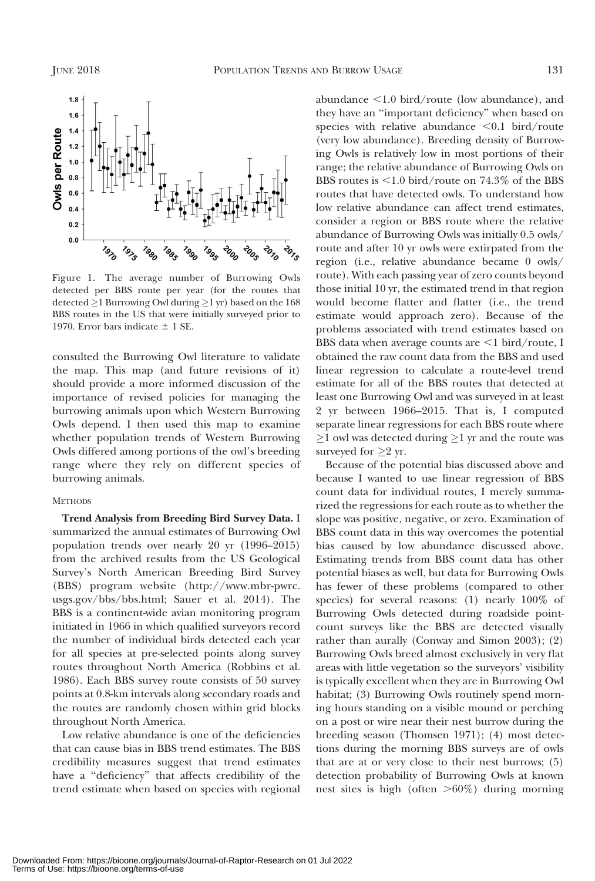Figure 1. The average number of Burrowing Owls detected per BBS route per year (for the routes that detected ≥1 Burrowing Owl during ≥1 yr) based on the 168 BBS routes in the US that were initially surveyed prior to 1970. Error bars indicate ± 1 SE.

consulted the Burrowing Owl literature to validate the map. This map (and future revisions of it) should provide a more informed discussion of the importance of revised policies for managing the burrowing animals upon which Western Burrowing Owls depend. I then used this map to examine whether population trends of Western Burrowing Owls differed among portions of the owl's breeding range where they rely on different species of burrowing animals.

## METHODS

**Trend Analysis from Breeding Bird Survey Data.** I summarized the annual estimates of Burrowing Owl population trends over nearly 20 yr (1996–2015) from the archived results from the US Geological Survey's North American Breeding Bird Survey (BBS) program website (http://www.mbr-pwrc.usgs.gov/bbs/bbs.html; Sauer et al. 2014). The BBS is a continent-wide avian monitoring program initiated in 1966 in which qualified surveyors record the number of individual birds detected each year for all species at pre-selected points along survey routes throughout North America (Robbins et al. 1986). Each BBS survey route consists of 50 survey points at 0.8-km intervals along secondary roads and the routes are randomly chosen within grid blocks throughout North America.

Low relative abundance is one of the deficiencies that can cause bias in BBS trend estimates. The BBS credibility measures suggest that trend estimates have a "deficiency" that affects credibility of the trend estimate when based on species with regional abundance <1.0 bird/route (low abundance), and they have an "important deficiency" when based on species with relative abundance <0.1 bird/route (very low abundance). Breeding density of Burrowing Owls is relatively low in most portions of their range; the relative abundance of Burrowing Owls on BBS routes is <1.0 bird/route on 74.3% of the BBS routes that have detected owls. To understand how low relative abundance can affect trend estimates, consider a region or BBS route where the relative abundance of Burrowing Owls was initially 0.5 owls/route and after 10 yr owls were extirpated from the region (i.e., relative abundance became 0 owls/route). With each passing year of zero counts beyond those initial 10 yr, the estimated trend in that region would become flatter and flatter (i.e., the trend estimate would approach zero). Because of the problems associated with trend estimates based on BBS data when average counts are <1 bird/route, I obtained the raw count data from the BBS and used linear regression to calculate a route-level trend estimate for all of the BBS routes that detected at least one Burrowing Owl and was surveyed in at least 2 yr between 1966–2015. That is, I computed separate linear regressions for each BBS route where ≥1 owl was detected during ≥1 yr and the route was surveyed for ≥2 yr.

Because of the potential bias discussed above and because I wanted to use linear regression of BBS count data for individual routes, I merely summarized the regressions for each route as to whether the slope was positive, negative, or zero. Examination of BBS count data in this way overcomes the potential bias caused by low abundance discussed above. Estimating trends from BBS count data has other potential biases as well, but data for Burrowing Owls has fewer of these problems (compared to other species) for several reasons: (1) nearly 100% of Burrowing Owls detected during roadside point-count surveys like the BBS are detected visually rather than aurally (Conway and Simon 2003); (2) Burrowing Owls breed almost exclusively in very flat areas with little vegetation so the surveyors' visibility is typically excellent when they are in Burrowing Owl habitat; (3) Burrowing Owls routinely spend morning hours standing on a visible mound or perching on a post or wire near their nest burrow during the breeding season (Thomsen 1971); (4) most detections during the morning BBS surveys are of owls that are at or very close to their nest burrows; (5) detection probability of Burrowing Owls at known nest sites is high (often >60%) during morning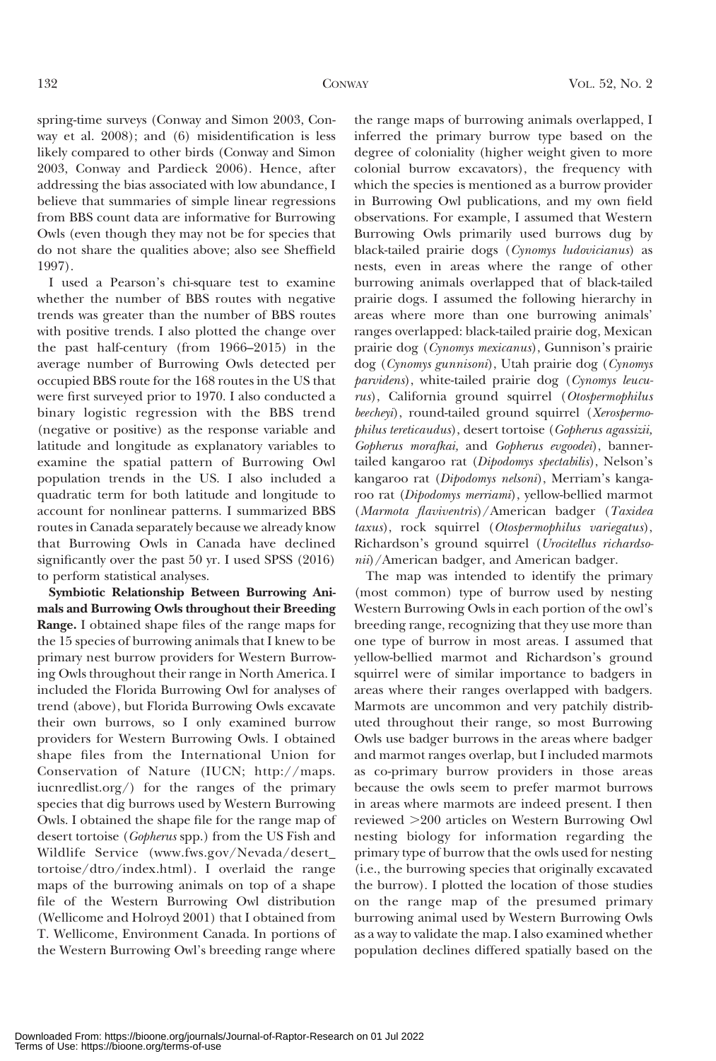spring-time surveys (Conway and Simon 2003, Conway et al. 2008); and (6) misidentification is less likely compared to other birds (Conway and Simon 2003, Conway and Pardieck 2006). Hence, after addressing the bias associated with low abundance, I believe that summaries of simple linear regressions from BBS count data are informative for Burrowing Owls (even though they may not be for species that do not share the qualities above; also see Sheffield 1997).

I used a Pearson's chi-square test to examine whether the number of BBS routes with negative trends was greater than the number of BBS routes with positive trends. I also plotted the change over the past half-century (from 1966–2015) in the average number of Burrowing Owls detected per occupied BBS route for the 168 routes in the US that were first surveyed prior to 1970. I also conducted a binary logistic regression with the BBS trend (negative or positive) as the response variable and latitude and longitude as explanatory variables to examine the spatial pattern of Burrowing Owl population trends in the US. I also included a quadratic term for both latitude and longitude to account for nonlinear patterns. I summarized BBS routes in Canada separately because we already know that Burrowing Owls in Canada have declined significantly over the past 50 yr. I used SPSS (2016) to perform statistical analyses.

**Symbiotic Relationship Between Burrowing Animals and Burrowing Owls throughout their Breeding Range.** I obtained shape files of the range maps for the 15 species of burrowing animals that I knew to be primary nest burrow providers for Western Burrowing Owls throughout their range in North America. I included the Florida Burrowing Owl for analyses of trend (above), but Florida Burrowing Owls excavate their own burrows, so I only examined burrow providers for Western Burrowing Owls. I obtained shape files from the International Union for Conservation of Nature (IUCN; http://maps.iucnredlist.org/) for the ranges of the primary species that dig burrows used by Western Burrowing Owls. I obtained the shape file for the range map of desert tortoise (*Gopherus* spp.) from the US Fish and Wildlife Service (www.fws.gov/Nevada/desert_tortoise/dtro/index.html). I overlaid the range maps of the burrowing animals on top of a shape file of the Western Burrowing Owl distribution (Wellicome and Holroyd 2001) that I obtained from T. Wellicome, Environment Canada. In portions of the Western Burrowing Owl's breeding range where the range maps of burrowing animals overlapped, I inferred the primary burrow type based on the degree of coloniality (higher weight given to more colonial burrow excavators), the frequency with which the species is mentioned as a burrow provider in Burrowing Owl publications, and my own field observations. For example, I assumed that Western Burrowing Owls primarily used burrows dug by black-tailed prairie dogs (*Cynomys ludovicianus*) as nests, even in areas where the range of other burrowing animals overlapped that of black-tailed prairie dogs. I assumed the following hierarchy in areas where more than one burrowing animals' ranges overlapped: black-tailed prairie dog, Mexican prairie dog (*Cynomys mexicanus*), Gunnison's prairie dog (*Cynomys gunnisoni*), Utah prairie dog (*Cynomys parvidens*), white-tailed prairie dog (*Cynomys leucurus*), California ground squirrel (*Otospermophilus beecheyi*), round-tailed ground squirrel (*Xerospermophilus tereticaudus*), desert tortoise (*Gopherus agassizii, Gopherus morafkai,* and *Gopherus evgoodei*), banner-tailed kangaroo rat (*Dipodomys spectabilis*), Nelson's kangaroo rat (*Dipodomys nelsoni*), Merriam's kangaroo rat (*Dipodomys merriami*), yellow-bellied marmot (*Marmota flaviventris*)/American badger (*Taxidea taxus*), rock squirrel (*Otospermophilus variegatus*), Richardson's ground squirrel (*Urocitellus richardsonii*)/American badger, and American badger.

The map was intended to identify the primary (most common) type of burrow used by nesting Western Burrowing Owls in each portion of the owl's breeding range, recognizing that they use more than one type of burrow in most areas. I assumed that yellow-bellied marmot and Richardson's ground squirrel were of similar importance to badgers in areas where their ranges overlapped with badgers. Marmots are uncommon and very patchily distributed throughout their range, so most Burrowing Owls use badger burrows in the areas where badger and marmot ranges overlap, but I included marmots as co-primary burrow providers in those areas because the owls seem to prefer marmot burrows in areas where marmots are indeed present. I then reviewed >200 articles on Western Burrowing Owl nesting biology for information regarding the primary type of burrow that the owls used for nesting (i.e., the burrowing species that originally excavated the burrow). I plotted the location of those studies on the range map of the presumed primary burrowing animal used by Western Burrowing Owls as a way to validate the map. I also examined whether population declines differed spatially based on the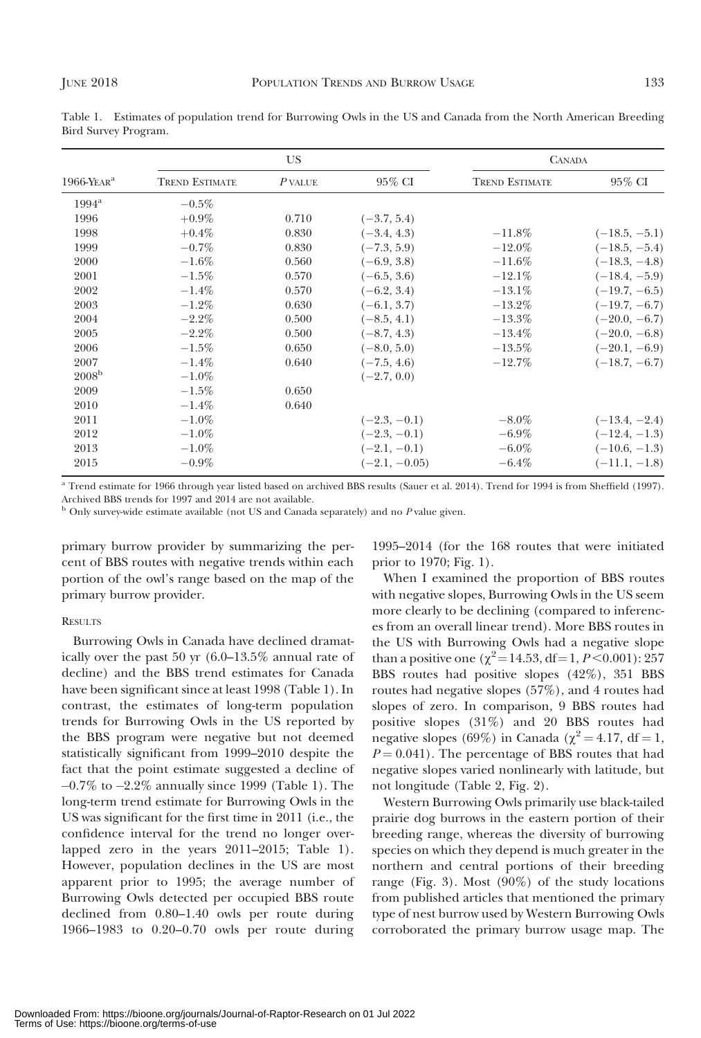Table 1. Estimates of population trend for Burrowing Owls in the US and Canada from the North American Breeding Bird Survey Program.

| 1966-Year[a] | US | | | Canada | |
|---|---|---|---|---|---|
| | Trend Estimate | P value | 95% CI | Trend Estimate | 95% CI |
| 1994[a] | −0.5% | | | | |
| 1996 | +0.9% | 0.710 | (−3.7, 5.4) | | |
| 1998 | +0.4% | 0.830 | (−3.4, 4.3) | −11.8% | (−18.5, −5.1) |
| 1999 | −0.7% | 0.830 | (−7.3, 5.9) | −12.0% | (−18.5, −5.4) |
| 2000 | −1.6% | 0.560 | (−6.9, 3.8) | −11.6% | (−18.3, −4.8) |
| 2001 | −1.5% | 0.570 | (−6.5, 3.6) | −12.1% | (−18.4, −5.9) |
| 2002 | −1.4% | 0.570 | (−6.2, 3.4) | −13.1% | (−19.7, −6.5) |
| 2003 | −1.2% | 0.630 | (−6.1, 3.7) | −13.2% | (−19.7, −6.7) |
| 2004 | −2.2% | 0.500 | (−8.5, 4.1) | −13.3% | (−20.0, −6.7) |
| 2005 | −2.2% | 0.500 | (−8.7, 4.3) | −13.4% | (−20.0, −6.8) |
| 2006 | −1.5% | 0.650 | (−8.0, 5.0) | −13.5% | (−20.1, −6.9) |
| 2007 | −1.4% | 0.640 | (−7.5, 4.6) | −12.7% | (−18.7, −6.7) |
| 2008[b] | −1.0% | | (−2.7, 0.0) | | |
| 2009 | −1.5% | 0.650 | | | |
| 2010 | −1.4% | 0.640 | | | |
| 2011 | −1.0% | | (−2.3, −0.1) | −8.0% | (−13.4, −2.4) |
| 2012 | −1.0% | | (−2.3, −0.1) | −6.9% | (−12.4, −1.3) |
| 2013 | −1.0% | | (−2.1, −0.1) | −6.0% | (−10.6, −1.3) |
| 2015 | −0.9% | | (−2.1, −0.05) | −6.4% | (−11.1, −1.8) |

[a] Trend estimate for 1966 through year listed based on archived BBS results (Sauer et al. 2014). Trend for 1994 is from Sheffield (1997). Archived BBS trends for 1997 and 2014 are not available.

[b] Only survey-wide estimate available (not US and Canada separately) and no *P* value given.

primary burrow provider by summarizing the percent of BBS routes with negative trends within each portion of the owl's range based on the map of the primary burrow provider.

## Results

Burrowing Owls in Canada have declined dramatically over the past 50 yr (6.0–13.5% annual rate of decline) and the BBS trend estimates for Canada have been significant since at least 1998 (Table 1). In contrast, the estimates of long-term population trends for Burrowing Owls in the US reported by the BBS program were negative but not deemed statistically significant from 1999–2010 despite the fact that the point estimate suggested a decline of –0.7% to –2.2% annually since 1999 (Table 1). The long-term trend estimate for Burrowing Owls in the US was significant for the first time in 2011 (i.e., the confidence interval for the trend no longer overlapped zero in the years 2011–2015; Table 1). However, population declines in the US are most apparent prior to 1995; the average number of Burrowing Owls detected per occupied BBS route declined from 0.80–1.40 owls per route during 1966–1983 to 0.20–0.70 owls per route during 1995–2014 (for the 168 routes that were initiated prior to 1970; Fig. 1).

When I examined the proportion of BBS routes with negative slopes, Burrowing Owls in the US seem more clearly to be declining (compared to inferences from an overall linear trend). More BBS routes in the US with Burrowing Owls had a negative slope than a positive one ($\chi^2 = 14.53$, df = 1, $P < 0.001$): 257 BBS routes had positive slopes (42%), 351 BBS routes had negative slopes (57%), and 4 routes had slopes of zero. In comparison, 9 BBS routes had positive slopes (31%) and 20 BBS routes had negative slopes (69%) in Canada ($\chi^2 = 4.17$, df = 1, $P = 0.041$). The percentage of BBS routes that had negative slopes varied nonlinearly with latitude, but not longitude (Table 2, Fig. 2).

Western Burrowing Owls primarily use black-tailed prairie dog burrows in the eastern portion of their breeding range, whereas the diversity of burrowing species on which they depend is much greater in the northern and central portions of their breeding range (Fig. 3). Most (90%) of the study locations from published articles that mentioned the primary type of nest burrow used by Western Burrowing Owls corroborated the primary burrow usage map. The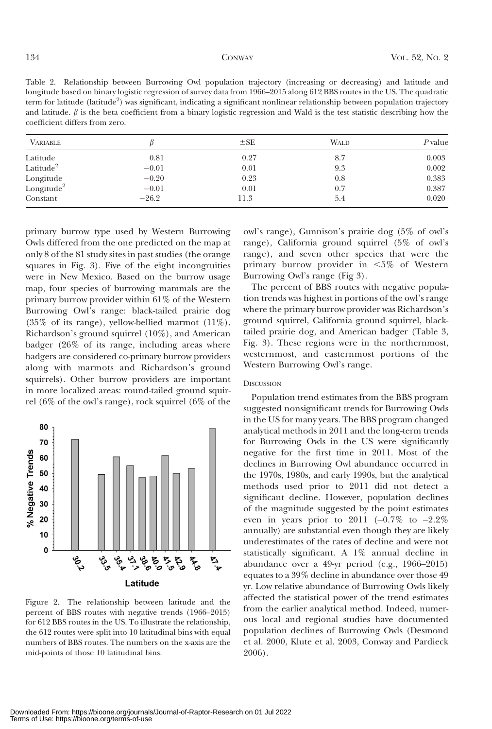Table 2. Relationship between Burrowing Owl population trajectory (increasing or decreasing) and latitude and longitude based on binary logistic regression of survey data from 1966–2015 along 612 BBS routes in the US. The quadratic term for latitude (latitude$^2$) was significant, indicating a significant nonlinear relationship between population trajectory and latitude. $\beta$ is the beta coefficient from a binary logistic regression and Wald is the test statistic describing how the coefficient differs from zero.

| Variable | $\beta$ | ±SE | Wald | $P$ value |
|---|---|---|---|---|
| Latitude | 0.81 | 0.27 | 8.7 | 0.003 |
| Latitude$^2$ | −0.01 | 0.01 | 9.3 | 0.002 |
| Longitude | −0.20 | 0.23 | 0.8 | 0.383 |
| Longitude$^2$ | −0.01 | 0.01 | 0.7 | 0.387 |
| Constant | −26.2 | 11.3 | 5.4 | 0.020 |

primary burrow type used by Western Burrowing Owls differed from the one predicted on the map at only 8 of the 81 study sites in past studies (the orange squares in Fig. 3). Five of the eight incongruities were in New Mexico. Based on the burrow usage map, four species of burrowing mammals are the primary burrow provider within 61% of the Western Burrowing Owl's range: black-tailed prairie dog (35% of its range), yellow-bellied marmot (11%), Richardson's ground squirrel (10%), and American badger (26% of its range, including areas where badgers are considered co-primary burrow providers along with marmots and Richardson's ground squirrels). Other burrow providers are important in more localized areas: round-tailed ground squirrel (6% of the owl's range), rock squirrel (6% of the owl's range), Gunnison's prairie dog (5% of owl's range), California ground squirrel (5% of owl's range), and seven other species that were the primary burrow provider in <5% of Western Burrowing Owl's range (Fig 3).

The percent of BBS routes with negative population trends was highest in portions of the owl's range where the primary burrow provider was Richardson's ground squirrel, California ground squirrel, black-tailed prairie dog, and American badger (Table 3, Fig. 3). These regions were in the northernmost, westernmost, and easternmost portions of the Western Burrowing Owl's range.

Figure 2. The relationship between latitude and the percent of BBS routes with negative trends (1966–2015) for 612 BBS routes in the US. To illustrate the relationship, the 612 routes were split into 10 latitudinal bins with equal numbers of BBS routes. The numbers on the x-axis are the mid-points of those 10 latitudinal bins.

## Discussion

Population trend estimates from the BBS program suggested nonsignificant trends for Burrowing Owls in the US for many years. The BBS program changed analytical methods in 2011 and the long-term trends for Burrowing Owls in the US were significantly negative for the first time in 2011. Most of the declines in Burrowing Owl abundance occurred in the 1970s, 1980s, and early 1990s, but the analytical methods used prior to 2011 did not detect a significant decline. However, population declines of the magnitude suggested by the point estimates even in years prior to 2011 (−0.7% to −2.2% annually) are substantial even though they are likely underestimates of the rates of decline and were not statistically significant. A 1% annual decline in abundance over a 49-yr period (e.g., 1966–2015) equates to a 39% decline in abundance over those 49 yr. Low relative abundance of Burrowing Owls likely affected the statistical power of the trend estimates from the earlier analytical method. Indeed, numerous local and regional studies have documented population declines of Burrowing Owls (Desmond et al. 2000, Klute et al. 2003, Conway and Pardieck 2006).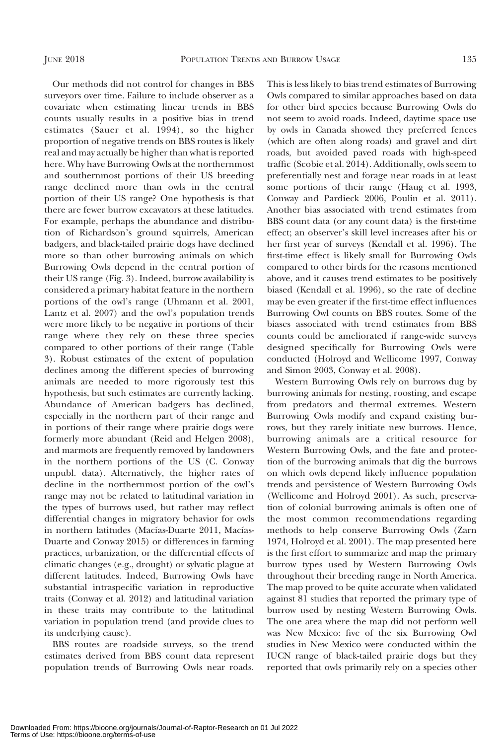Our methods did not control for changes in BBS surveyors over time. Failure to include observer as a covariate when estimating linear trends in BBS counts usually results in a positive bias in trend estimates (Sauer et al. 1994), so the higher proportion of negative trends on BBS routes is likely real and may actually be higher than what is reported here. Why have Burrowing Owls at the northernmost and southernmost portions of their US breeding range declined more than owls in the central portion of their US range? One hypothesis is that there are fewer burrow excavators at these latitudes. For example, perhaps the abundance and distribution of Richardson's ground squirrels, American badgers, and black-tailed prairie dogs have declined more so than other burrowing animals on which Burrowing Owls depend in the central portion of their US range (Fig. 3). Indeed, burrow availability is considered a primary habitat feature in the northern portions of the owl's range (Uhmann et al. 2001, Lantz et al. 2007) and the owl's population trends were more likely to be negative in portions of their range where they rely on these three species compared to other portions of their range (Table 3). Robust estimates of the extent of population declines among the different species of burrowing animals are needed to more rigorously test this hypothesis, but such estimates are currently lacking. Abundance of American badgers has declined, especially in the northern part of their range and in portions of their range where prairie dogs were formerly more abundant (Reid and Helgen 2008), and marmots are frequently removed by landowners in the northern portions of the US (C. Conway unpubl. data). Alternatively, the higher rates of decline in the northernmost portion of the owl's range may not be related to latitudinal variation in the types of burrows used, but rather may reflect differential changes in migratory behavior for owls in northern latitudes (Macías-Duarte 2011, Macías-Duarte and Conway 2015) or differences in farming practices, urbanization, or the differential effects of climatic changes (e.g., drought) or sylvatic plague at different latitudes. Indeed, Burrowing Owls have substantial intraspecific variation in reproductive traits (Conway et al. 2012) and latitudinal variation in these traits may contribute to the latitudinal variation in population trend (and provide clues to its underlying cause).

BBS routes are roadside surveys, so the trend estimates derived from BBS count data represent population trends of Burrowing Owls near roads. This is less likely to bias trend estimates of Burrowing Owls compared to similar approaches based on data for other bird species because Burrowing Owls do not seem to avoid roads. Indeed, daytime space use by owls in Canada showed they preferred fences (which are often along roads) and gravel and dirt roads, but avoided paved roads with high-speed traffic (Scobie et al. 2014). Additionally, owls seem to preferentially nest and forage near roads in at least some portions of their range (Haug et al. 1993, Conway and Pardieck 2006, Poulin et al. 2011). Another bias associated with trend estimates from BBS count data (or any count data) is the first-time effect; an observer's skill level increases after his or her first year of surveys (Kendall et al. 1996). The first-time effect is likely small for Burrowing Owls compared to other birds for the reasons mentioned above, and it causes trend estimates to be positively biased (Kendall et al. 1996), so the rate of decline may be even greater if the first-time effect influences Burrowing Owl counts on BBS routes. Some of the biases associated with trend estimates from BBS counts could be ameliorated if range-wide surveys designed specifically for Burrowing Owls were conducted (Holroyd and Wellicome 1997, Conway and Simon 2003, Conway et al. 2008).

Western Burrowing Owls rely on burrows dug by burrowing animals for nesting, roosting, and escape from predators and thermal extremes. Western Burrowing Owls modify and expand existing burrows, but they rarely initiate new burrows. Hence, burrowing animals are a critical resource for Western Burrowing Owls, and the fate and protection of the burrowing animals that dig the burrows on which owls depend likely influence population trends and persistence of Western Burrowing Owls (Wellicome and Holroyd 2001). As such, preservation of colonial burrowing animals is often one of the most common recommendations regarding methods to help conserve Burrowing Owls (Zarn 1974, Holroyd et al. 2001). The map presented here is the first effort to summarize and map the primary burrow types used by Western Burrowing Owls throughout their breeding range in North America. The map proved to be quite accurate when validated against 81 studies that reported the primary type of burrow used by nesting Western Burrowing Owls. The one area where the map did not perform well was New Mexico: five of the six Burrowing Owl studies in New Mexico were conducted within the IUCN range of black-tailed prairie dogs but they reported that owls primarily rely on a species other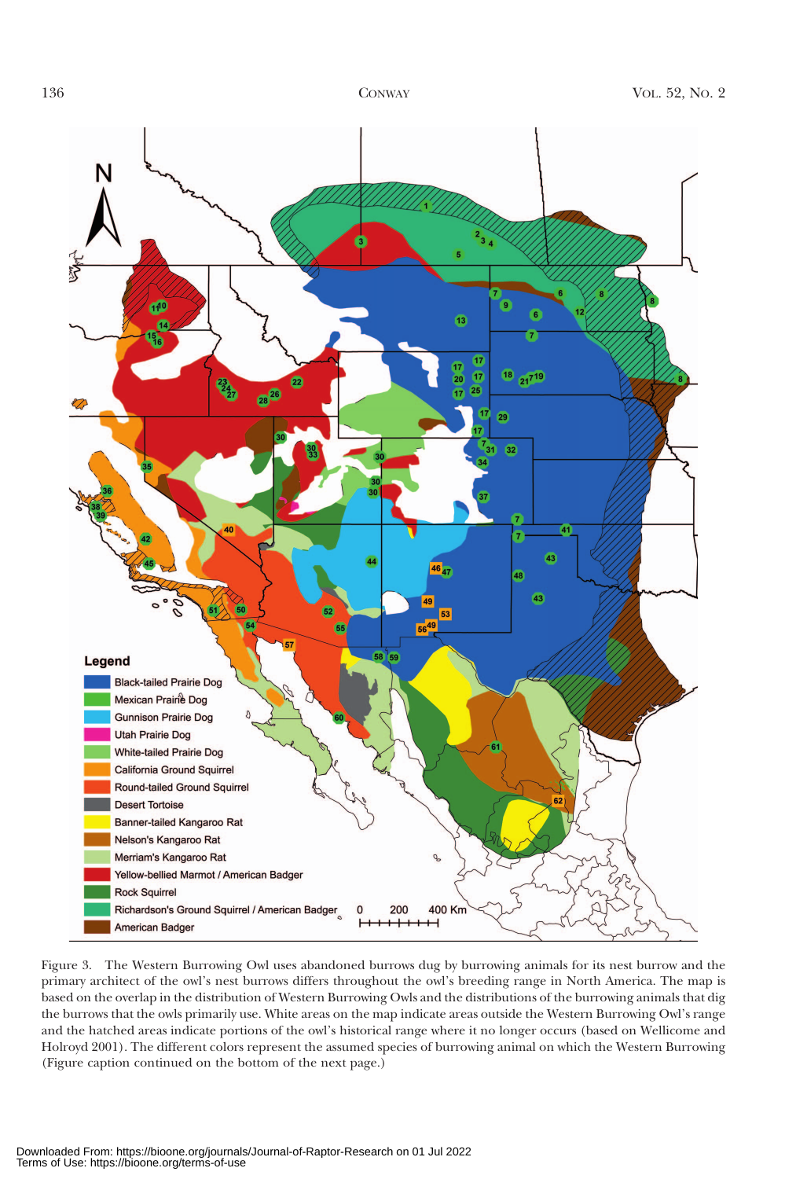Figure 3. The Western Burrowing Owl uses abandoned burrows dug by burrowing animals for its nest burrow and the primary architect of the owl's nest burrows differs throughout the owl's breeding range in North America. The map is based on the overlap in the distribution of Western Burrowing Owls and the distributions of the burrowing animals that dig the burrows that the owls primarily use. White areas on the map indicate areas outside the Western Burrowing Owl's range and the hatched areas indicate portions of the owl's historical range where it no longer occurs (based on Wellicome and Holroyd 2001). The different colors represent the assumed species of burrowing animal on which the Western Burrowing (Figure caption continued on the bottom of the next page.)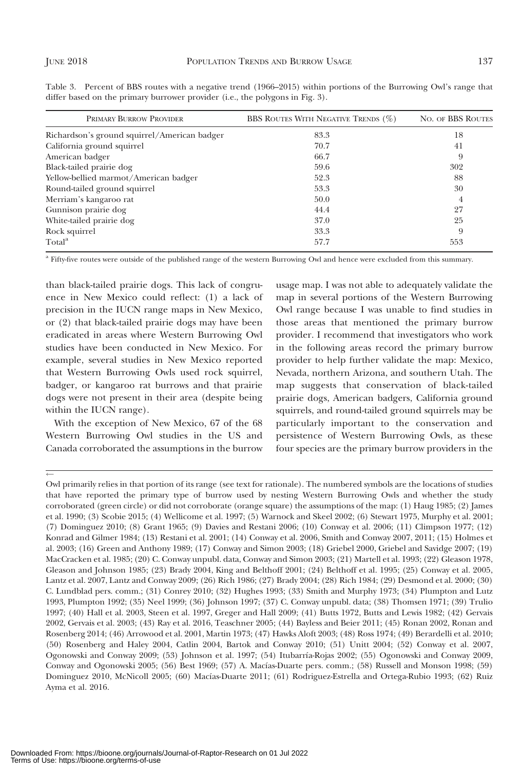Table 3. Percent of BBS routes with a negative trend (1966–2015) within portions of the Burrowing Owl's range that differ based on the primary burrower provider (i.e., the polygons in Fig. 3).

| PRIMARY BURROW PROVIDER | BBS ROUTES WITH NEGATIVE TRENDS (%) | NO. OF BBS ROUTES |
|---|---|---|
| Richardson's ground squirrel/American badger | 83.3 | 18 |
| California ground squirrel | 70.7 | 41 |
| American badger | 66.7 | 9 |
| Black-tailed prairie dog | 59.6 | 302 |
| Yellow-bellied marmot/American badger | 52.3 | 88 |
| Round-tailed ground squirrel | 53.3 | 30 |
| Merriam's kangaroo rat | 50.0 | 4 |
| Gunnison prairie dog | 44.4 | 27 |
| White-tailed prairie dog | 37.0 | 25 |
| Rock squirrel | 33.3 | 9 |
| Total[a] | 57.7 | 553 |

[a] Fifty-five routes were outside of the published range of the western Burrowing Owl and hence were excluded from this summary.

than black-tailed prairie dogs. This lack of congruence in New Mexico could reflect: (1) a lack of precision in the IUCN range maps in New Mexico, or (2) that black-tailed prairie dogs may have been eradicated in areas where Western Burrowing Owl studies have been conducted in New Mexico. For example, several studies in New Mexico reported that Western Burrowing Owls used rock squirrel, badger, or kangaroo rat burrows and that prairie dogs were not present in their area (despite being within the IUCN range).

With the exception of New Mexico, 67 of the 68 Western Burrowing Owl studies in the US and Canada corroborated the assumptions in the burrow usage map. I was not able to adequately validate the map in several portions of the Western Burrowing Owl range because I was unable to find studies in those areas that mentioned the primary burrow provider. I recommend that investigators who work in the following areas record the primary burrow provider to help further validate the map: Mexico, Nevada, northern Arizona, and southern Utah. The map suggests that conservation of black-tailed prairie dogs, American badgers, California ground squirrels, and round-tailed ground squirrels may be particularly important to the conservation and persistence of Western Burrowing Owls, as these four species are the primary burrow providers in the

←

Owl primarily relies in that portion of its range (see text for rationale). The numbered symbols are the locations of studies that have reported the primary type of burrow used by nesting Western Burrowing Owls and whether the study corroborated (green circle) or did not corroborate (orange square) the assumptions of the map: (1) Haug 1985; (2) James et al. 1990; (3) Scobie 2015; (4) Wellicome et al. 1997; (5) Warnock and Skeel 2002; (6) Stewart 1975, Murphy et al. 2001; (7) Dominguez 2010; (8) Grant 1965; (9) Davies and Restani 2006; (10) Conway et al. 2006; (11) Climpson 1977; (12) Konrad and Gilmer 1984; (13) Restani et al. 2001; (14) Conway et al. 2006, Smith and Conway 2007, 2011; (15) Holmes et al. 2003; (16) Green and Anthony 1989; (17) Conway and Simon 2003; (18) Griebel 2000, Griebel and Savidge 2007; (19) MacCracken et al. 1985; (20) C. Conway unpubl. data, Conway and Simon 2003; (21) Martell et al. 1993; (22) Gleason 1978, Gleason and Johnson 1985; (23) Brady 2004, King and Belthoff 2001; (24) Belthoff et al. 1995; (25) Conway et al. 2005, Lantz et al. 2007, Lantz and Conway 2009; (26) Rich 1986; (27) Brady 2004; (28) Rich 1984; (29) Desmond et al. 2000; (30) C. Lundblad pers. comm.; (31) Conrey 2010; (32) Hughes 1993; (33) Smith and Murphy 1973; (34) Plumpton and Lutz 1993, Plumpton 1992; (35) Neel 1999; (36) Johnson 1997; (37) C. Conway unpubl. data; (38) Thomsen 1971; (39) Trulio 1997; (40) Hall et al. 2003, Steen et al. 1997, Greger and Hall 2009; (41) Butts 1972, Butts and Lewis 1982; (42) Gervais 2002, Gervais et al. 2003; (43) Ray et al. 2016, Teaschner 2005; (44) Bayless and Beier 2011; (45) Ronan 2002, Ronan and Rosenberg 2014; (46) Arrowood et al. 2001, Martin 1973; (47) Hawks Aloft 2003; (48) Ross 1974; (49) Berardelli et al. 2010; (50) Rosenberg and Haley 2004, Catlin 2004, Bartok and Conway 2010; (51) Unitt 2004; (52) Conway et al. 2007, Ogonowski and Conway 2009; (53) Johnson et al. 1997; (54) Itubarría-Rojas 2002; (55) Ogonowski and Conway 2009, Conway and Ogonowski 2005; (56) Best 1969; (57) A. Macías-Duarte pers. comm.; (58) Russell and Monson 1998; (59) Dominguez 2010, McNicoll 2005; (60) Macías-Duarte 2011; (61) Rodriguez-Estrella and Ortega-Rubio 1993; (62) Ruiz Ayma et al. 2016.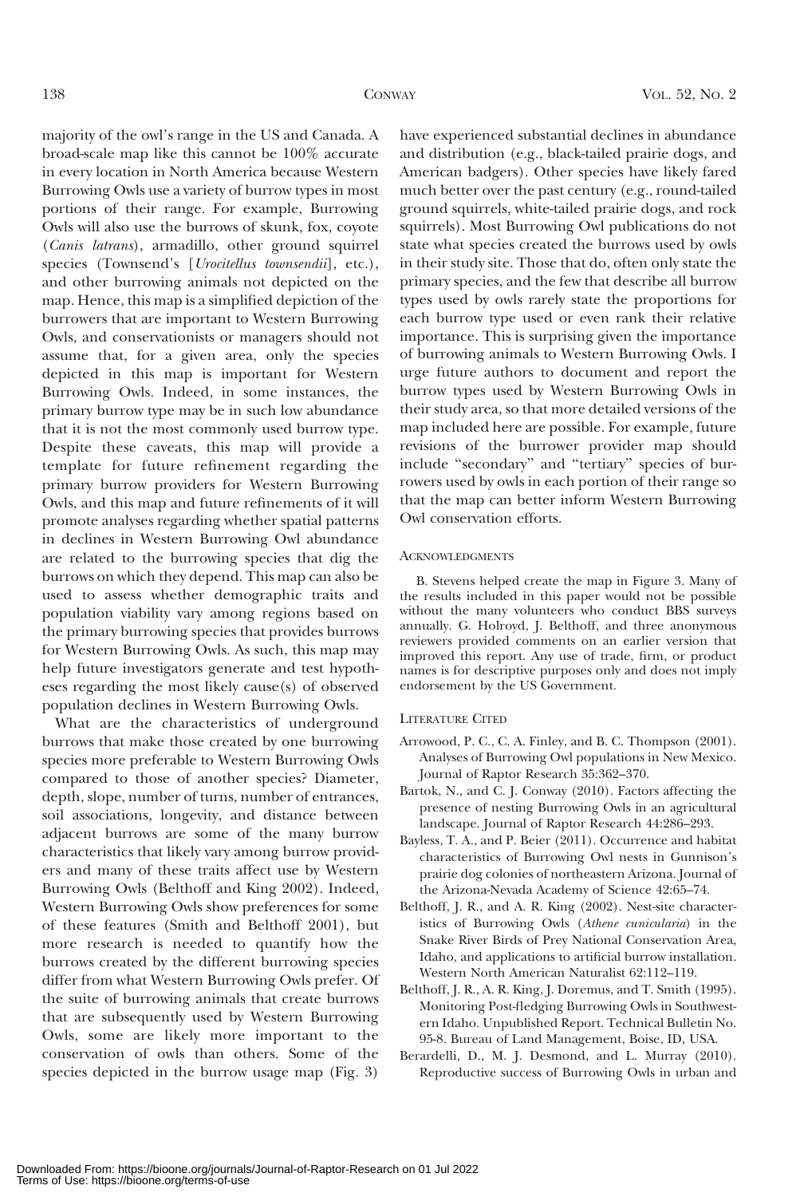majority of the owl's range in the US and Canada. A broad-scale map like this cannot be 100% accurate in every location in North America because Western Burrowing Owls use a variety of burrow types in most portions of their range. For example, Burrowing Owls will also use the burrows of skunk, fox, coyote (*Canis latrans*), armadillo, other ground squirrel species (Townsend's [*Urocitellus townsendii*], etc.), and other burrowing animals not depicted on the map. Hence, this map is a simplified depiction of the burrowers that are important to Western Burrowing Owls, and conservationists or managers should not assume that, for a given area, only the species depicted in this map is important for Western Burrowing Owls. Indeed, in some instances, the primary burrow type may be in such low abundance that it is not the most commonly used burrow type. Despite these caveats, this map will provide a template for future refinement regarding the primary burrow providers for Western Burrowing Owls, and this map and future refinements of it will promote analyses regarding whether spatial patterns in declines in Western Burrowing Owl abundance are related to the burrowing species that dig the burrows on which they depend. This map can also be used to assess whether demographic traits and population viability vary among regions based on the primary burrowing species that provides burrows for Western Burrowing Owls. As such, this map may help future investigators generate and test hypotheses regarding the most likely cause(s) of observed population declines in Western Burrowing Owls.

What are the characteristics of underground burrows that make those created by one burrowing species more preferable to Western Burrowing Owls compared to those of another species? Diameter, depth, slope, number of turns, number of entrances, soil associations, longevity, and distance between adjacent burrows are some of the many burrow characteristics that likely vary among burrow providers and many of these traits affect use by Western Burrowing Owls (Belthoff and King 2002). Indeed, Western Burrowing Owls show preferences for some of these features (Smith and Belthoff 2001), but more research is needed to quantify how the burrows created by the different burrowing species differ from what Western Burrowing Owls prefer. Of the suite of burrowing animals that create burrows that are subsequently used by Western Burrowing Owls, some are likely more important to the conservation of owls than others. Some of the species depicted in the burrow usage map (Fig. 3) have experienced substantial declines in abundance and distribution (e.g., black-tailed prairie dogs, and American badgers). Other species have likely fared much better over the past century (e.g., round-tailed ground squirrels, white-tailed prairie dogs, and rock squirrels). Most Burrowing Owl publications do not state what species created the burrows used by owls in their study site. Those that do, often only state the primary species, and the few that describe all burrow types used by owls rarely state the proportions for each burrow type used or even rank their relative importance. This is surprising given the importance of burrowing animals to Western Burrowing Owls. I urge future authors to document and report the burrow types used by Western Burrowing Owls in their study area, so that more detailed versions of the map included here are possible. For example, future revisions of the burrower provider map should include "secondary" and "tertiary" species of burrowers used by owls in each portion of their range so that the map can better inform Western Burrowing Owl conservation efforts.

## Acknowledgments

B. Stevens helped create the map in Figure 3. Many of the results included in this paper would not be possible without the many volunteers who conduct BBS surveys annually. G. Holroyd, J. Belthoff, and three anonymous reviewers provided comments on an earlier version that improved this report. Any use of trade, firm, or product names is for descriptive purposes only and does not imply endorsement by the US Government.

## Literature Cited

Arrowood, P. C., C. A. Finley, and B. C. Thompson (2001). Analyses of Burrowing Owl populations in New Mexico. Journal of Raptor Research 35:362–370.

Bartok, N., and C. J. Conway (2010). Factors affecting the presence of nesting Burrowing Owls in an agricultural landscape. Journal of Raptor Research 44:286–293.

Bayless, T. A., and P. Beier (2011). Occurrence and habitat characteristics of Burrowing Owl nests in Gunnison's prairie dog colonies of northeastern Arizona. Journal of the Arizona-Nevada Academy of Science 42:65–74.

Belthoff, J. R., and A. R. King (2002). Nest-site characteristics of Burrowing Owls (*Athene cunicularia*) in the Snake River Birds of Prey National Conservation Area, Idaho, and applications to artificial burrow installation. Western North American Naturalist 62:112–119.

Belthoff, J. R., A. R. King, J. Doremus, and T. Smith (1995). Monitoring Post-fledging Burrowing Owls in Southwestern Idaho. Unpublished Report. Technical Bulletin No. 95-8. Bureau of Land Management, Boise, ID, USA.

Berardelli, D., M. J. Desmond, and L. Murray (2010). Reproductive success of Burrowing Owls in urban and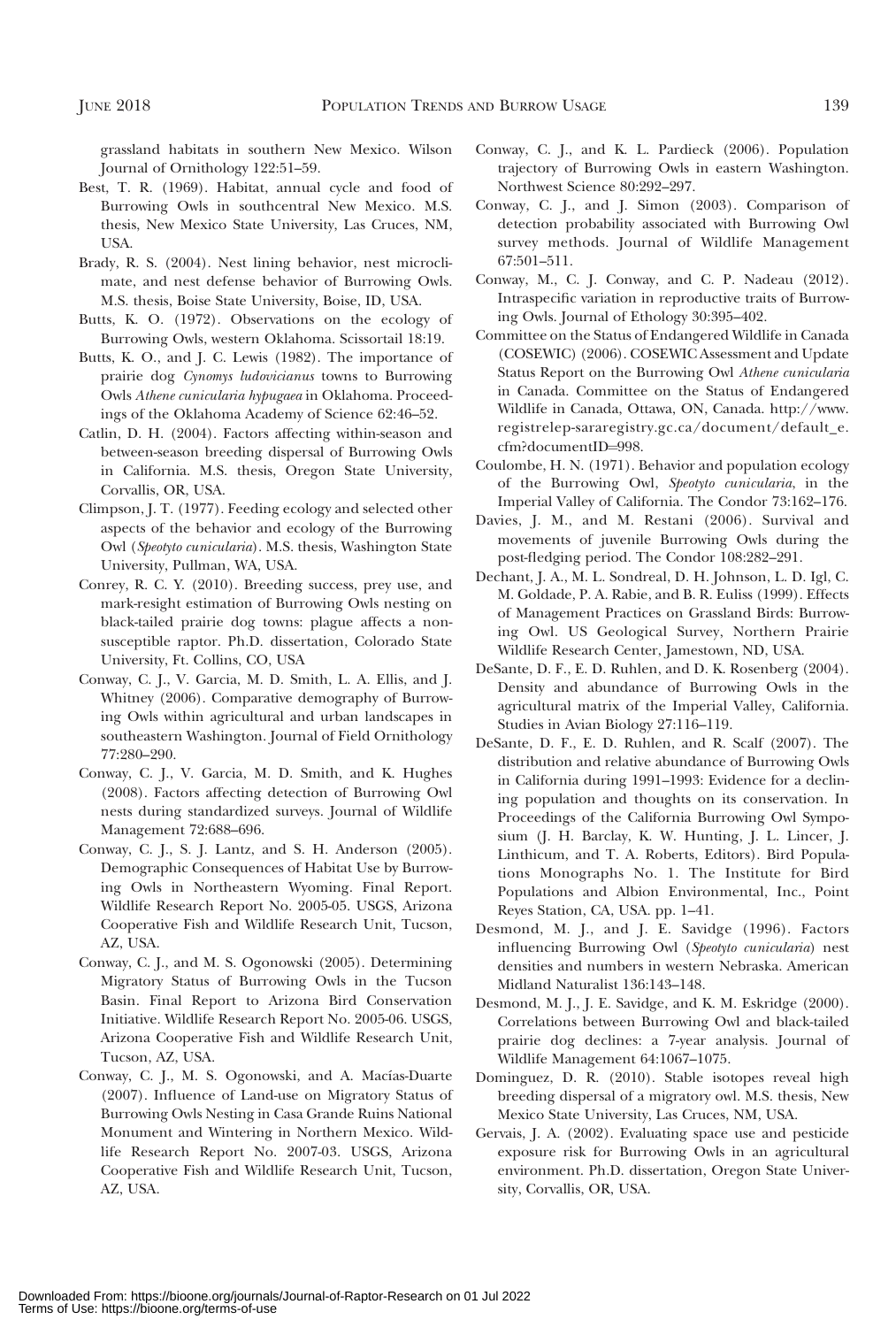grassland habitats in southern New Mexico. Wilson Journal of Ornithology 122:51–59.

Best, T. R. (1969). Habitat, annual cycle and food of Burrowing Owls in southcentral New Mexico. M.S. thesis, New Mexico State University, Las Cruces, NM, USA.

Brady, R. S. (2004). Nest lining behavior, nest microclimate, and nest defense behavior of Burrowing Owls. M.S. thesis, Boise State University, Boise, ID, USA.

Butts, K. O. (1972). Observations on the ecology of Burrowing Owls, western Oklahoma. Scissortail 18:19.

Butts, K. O., and J. C. Lewis (1982). The importance of prairie dog *Cynomys ludovicianus* towns to Burrowing Owls *Athene cunicularia hypugaea* in Oklahoma. Proceedings of the Oklahoma Academy of Science 62:46–52.

Catlin, D. H. (2004). Factors affecting within-season and between-season breeding dispersal of Burrowing Owls in California. M.S. thesis, Oregon State University, Corvallis, OR, USA.

Climpson, J. T. (1977). Feeding ecology and selected other aspects of the behavior and ecology of the Burrowing Owl (*Speotyto cunicularia*). M.S. thesis, Washington State University, Pullman, WA, USA.

Conrey, R. C. Y. (2010). Breeding success, prey use, and mark-resight estimation of Burrowing Owls nesting on black-tailed prairie dog towns: plague affects a nonsusceptible raptor. Ph.D. dissertation, Colorado State University, Ft. Collins, CO, USA

Conway, C. J., V. Garcia, M. D. Smith, L. A. Ellis, and J. Whitney (2006). Comparative demography of Burrowing Owls within agricultural and urban landscapes in southeastern Washington. Journal of Field Ornithology 77:280–290.

Conway, C. J., V. Garcia, M. D. Smith, and K. Hughes (2008). Factors affecting detection of Burrowing Owl nests during standardized surveys. Journal of Wildlife Management 72:688–696.

Conway, C. J., S. J. Lantz, and S. H. Anderson (2005). Demographic Consequences of Habitat Use by Burrowing Owls in Northeastern Wyoming. Final Report. Wildlife Research Report No. 2005-05. USGS, Arizona Cooperative Fish and Wildlife Research Unit, Tucson, AZ, USA.

Conway, C. J., and M. S. Ogonowski (2005). Determining Migratory Status of Burrowing Owls in the Tucson Basin. Final Report to Arizona Bird Conservation Initiative. Wildlife Research Report No. 2005-06. USGS, Arizona Cooperative Fish and Wildlife Research Unit, Tucson, AZ, USA.

Conway, C. J., M. S. Ogonowski, and A. Macías-Duarte (2007). Influence of Land-use on Migratory Status of Burrowing Owls Nesting in Casa Grande Ruins National Monument and Wintering in Northern Mexico. Wildlife Research Report No. 2007-03. USGS, Arizona Cooperative Fish and Wildlife Research Unit, Tucson, AZ, USA.

Conway, C. J., and K. L. Pardieck (2006). Population trajectory of Burrowing Owls in eastern Washington. Northwest Science 80:292–297.

Conway, C. J., and J. Simon (2003). Comparison of detection probability associated with Burrowing Owl survey methods. Journal of Wildlife Management 67:501–511.

Conway, M., C. J. Conway, and C. P. Nadeau (2012). Intraspecific variation in reproductive traits of Burrowing Owls. Journal of Ethology 30:395–402.

Committee on the Status of Endangered Wildlife in Canada (COSEWIC) (2006). COSEWIC Assessment and Update Status Report on the Burrowing Owl *Athene cunicularia* in Canada. Committee on the Status of Endangered Wildlife in Canada, Ottawa, ON, Canada. http://www.registrelep-sararegistry.gc.ca/document/default_e.cfm?documentID=998.

Coulombe, H. N. (1971). Behavior and population ecology of the Burrowing Owl, *Speotyto cunicularia*, in the Imperial Valley of California. The Condor 73:162–176.

Davies, J. M., and M. Restani (2006). Survival and movements of juvenile Burrowing Owls during the post-fledging period. The Condor 108:282–291.

Dechant, J. A., M. L. Sondreal, D. H. Johnson, L. D. Igl, C. M. Goldade, P. A. Rabie, and B. R. Euliss (1999). Effects of Management Practices on Grassland Birds: Burrowing Owl. US Geological Survey, Northern Prairie Wildlife Research Center, Jamestown, ND, USA.

DeSante, D. F., E. D. Ruhlen, and D. K. Rosenberg (2004). Density and abundance of Burrowing Owls in the agricultural matrix of the Imperial Valley, California. Studies in Avian Biology 27:116–119.

DeSante, D. F., E. D. Ruhlen, and R. Scalf (2007). The distribution and relative abundance of Burrowing Owls in California during 1991–1993: Evidence for a declining population and thoughts on its conservation. In Proceedings of the California Burrowing Owl Symposium (J. H. Barclay, K. W. Hunting, J. L. Lincer, J. Linthicum, and T. A. Roberts, Editors). Bird Populations Monographs No. 1. The Institute for Bird Populations and Albion Environmental, Inc., Point Reyes Station, CA, USA. pp. 1–41.

Desmond, M. J., and J. E. Savidge (1996). Factors influencing Burrowing Owl (*Speotyto cunicularia*) nest densities and numbers in western Nebraska. American Midland Naturalist 136:143–148.

Desmond, M. J., J. E. Savidge, and K. M. Eskridge (2000). Correlations between Burrowing Owl and black-tailed prairie dog declines: a 7-year analysis. Journal of Wildlife Management 64:1067–1075.

Dominguez, D. R. (2010). Stable isotopes reveal high breeding dispersal of a migratory owl. M.S. thesis, New Mexico State University, Las Cruces, NM, USA.

Gervais, J. A. (2002). Evaluating space use and pesticide exposure risk for Burrowing Owls in an agricultural environment. Ph.D. dissertation, Oregon State University, Corvallis, OR, USA.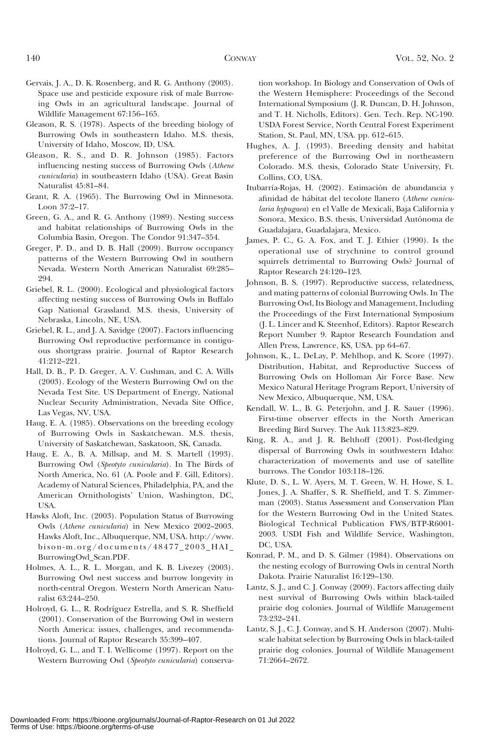Gervais, J. A., D. K. Rosenberg, and R. G. Anthony (2003). Space use and pesticide exposure risk of male Burrowing Owls in an agricultural landscape. Journal of Wildlife Management 67:156–165.

Gleason, R. S. (1978). Aspects of the breeding biology of Burrowing Owls in southeastern Idaho. M.S. thesis, University of Idaho, Moscow, ID, USA.

Gleason, R. S., and D. R. Johnson (1985). Factors influencing nesting success of Burrowing Owls (*Athene cunicularia*) in southeastern Idaho (USA). Great Basin Naturalist 45:81–84.

Grant, R. A. (1965). The Burrowing Owl in Minnesota. Loon 37:2–17.

Green, G. A., and R. G. Anthony (1989). Nesting success and habitat relationships of Burrowing Owls in the Columbia Basin, Oregon. The Condor 91:347–354.

Greger, P. D., and D. B. Hall (2009). Burrow occupancy patterns of the Western Burrowing Owl in southern Nevada. Western North American Naturalist 69:285–294.

Griebel, R. L. (2000). Ecological and physiological factors affecting nesting success of Burrowing Owls in Buffalo Gap National Grassland. M.S. thesis, University of Nebraska, Lincoln, NE, USA.

Griebel, R. L., and J. A. Savidge (2007). Factors influencing Burrowing Owl reproductive performance in contiguous shortgrass prairie. Journal of Raptor Research 41:212–221.

Hall, D. B., P. D. Greger, A. V. Cushman, and C. A. Wills (2003). Ecology of the Western Burrowing Owl on the Nevada Test Site. US Department of Energy, National Nuclear Security Administration, Nevada Site Office, Las Vegas, NV, USA.

Haug, E. A. (1985). Observations on the breeding ecology of Burrowing Owls in Saskatchewan. M.S. thesis, University of Saskatchewan, Saskatoon, SK, Canada.

Haug, E. A., B. A. Millsap, and M. S. Martell (1993). Burrowing Owl (*Speotyto cunicularia*). In The Birds of North America, No. 61 (A. Poole and F. Gill, Editors). Academy of Natural Sciences, Philadelphia, PA, and the American Ornithologists' Union, Washington, DC, USA.

Hawks Aloft, Inc. (2003). Population Status of Burrowing Owls (*Athene cunicularia*) in New Mexico 2002–2003. Hawks Aloft, Inc., Albuquerque, NM, USA. http://www.bison-m.org/documents/48477_2003_HAI_BurrowingOwl_Scan.PDF.

Holmes, A. L., R. L. Morgan, and K. B. Livezey (2003). Burrowing Owl nest success and burrow longevity in north-central Oregon. Western North American Naturalist 63:244–250.

Holroyd, G. L., R. Rodríguez Estrella, and S. R. Sheffield (2001). Conservation of the Burrowing Owl in western North America: issues, challenges, and recommendations. Journal of Raptor Research 35:399–407.

Holroyd, G. L., and T. I. Wellicome (1997). Report on the Western Burrowing Owl (*Speotyto cunicularia*) conservation workshop. In Biology and Conservation of Owls of the Western Hemisphere: Proceedings of the Second International Symposium (J. R. Duncan, D. H. Johnson, and T. H. Nicholls, Editors). Gen. Tech. Rep. NC-190. USDA Forest Service, North Central Forest Experiment Station, St. Paul, MN, USA. pp. 612–615.

Hughes, A. J. (1993). Breeding density and habitat preference of the Burrowing Owl in northeastern Colorado. M.S. thesis, Colorado State University, Ft. Collins, CO, USA.

Itubarría-Rojas, H. (2002). Estimación de abundancia y afinidad de hábitat del tecolote llanero (*Athene cunicularia hypugaea*) en el Valle de Mexicali, Baja California y Sonora, Mexico. B.S. thesis, Universidad Autónoma de Guadalajara, Guadalajara, Mexico.

James, P. C., G. A. Fox, and T. J. Ethier (1990). Is the operational use of strychnine to control ground squirrels detrimental to Burrowing Owls? Journal of Raptor Research 24:120–123.

Johnson, B. S. (1997). Reproductive success, relatedness, and mating patterns of colonial Burrowing Owls. In The Burrowing Owl, Its Biology and Management, Including the Proceedings of the First International Symposium (J. L. Lincer and K. Steenhof, Editors). Raptor Research Report Number 9. Raptor Research Foundation and Allen Press, Lawrence, KS, USA. pp 64–67.

Johnson, K., L. DeLay, P. Mehlhop, and K. Score (1997). Distribution, Habitat, and Reproductive Success of Burrowing Owls on Holloman Air Force Base. New Mexico Natural Heritage Program Report, University of New Mexico, Albuquerque, NM, USA.

Kendall, W. L., B. G. Peterjohn, and J. R. Sauer (1996). First-time observer effects in the North American Breeding Bird Survey. The Auk 113:823–829.

King, R. A., and J. R. Belthoff (2001). Post-fledging dispersal of Burrowing Owls in southwestern Idaho: characterization of movements and use of satellite burrows. The Condor 103:118–126.

Klute, D. S., L. W. Ayers, M. T. Green, W. H. Howe, S. L. Jones, J. A. Shaffer, S. R. Sheffield, and T. S. Zimmerman (2003). Status Assessment and Conservation Plan for the Western Burrowing Owl in the United States. Biological Technical Publication FWS/BTP-R6001-2003. USDI Fish and Wildlife Service, Washington, DC, USA.

Konrad, P. M., and D. S. Gilmer (1984). Observations on the nesting ecology of Burrowing Owls in central North Dakota. Prairie Naturalist 16:129–130.

Lantz, S. J., and C. J. Conway (2009). Factors affecting daily nest survival of Burrowing Owls within black-tailed prairie dog colonies. Journal of Wildlife Management 73:232–241.

Lantz, S. J., C. J. Conway, and S. H. Anderson (2007). Multi-scale habitat selection by Burrowing Owls in black-tailed prairie dog colonies. Journal of Wildlife Management 71:2664–2672.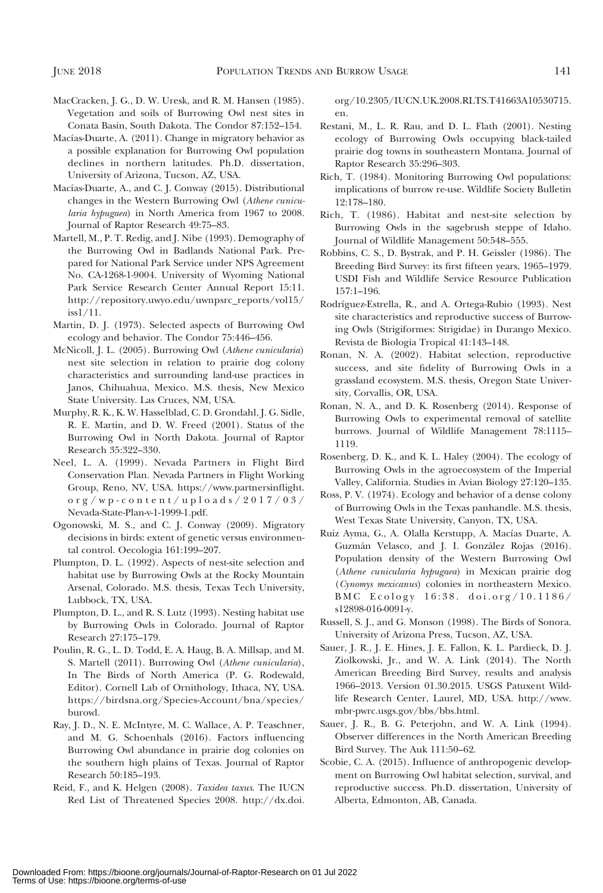MacCracken, J. G., D. W. Uresk, and R. M. Hansen (1985). Vegetation and soils of Burrowing Owl nest sites in Conata Basin, South Dakota. The Condor 87:152–154.

Macías-Duarte, A. (2011). Change in migratory behavior as a possible explanation for Burrowing Owl population declines in northern latitudes. Ph.D. dissertation, University of Arizona, Tucson, AZ, USA.

Macías-Duarte, A., and C. J. Conway (2015). Distributional changes in the Western Burrowing Owl (*Athene cunicularia hypugaea*) in North America from 1967 to 2008. Journal of Raptor Research 49:75–83.

Martell, M., P. T. Redig, and J. Nibe (1993). Demography of the Burrowing Owl in Badlands National Park. Prepared for National Park Service under NPS Agreement No. CA-1268-1-9004. University of Wyoming National Park Service Research Center Annual Report 15:11. http://repository.uwyo.edu/uwnpsrc_reports/vol15/iss1/11.

Martin, D. J. (1973). Selected aspects of Burrowing Owl ecology and behavior. The Condor 75:446–456.

McNicoll, J. L. (2005). Burrowing Owl (*Athene cunicularia*) nest site selection in relation to prairie dog colony characteristics and surrounding land-use practices in Janos, Chihuahua, Mexico. M.S. thesis, New Mexico State University. Las Cruces, NM, USA.

Murphy, R. K., K. W. Hasselblad, C. D. Grondahl, J. G. Sidle, R. E. Martin, and D. W. Freed (2001). Status of the Burrowing Owl in North Dakota. Journal of Raptor Research 35:322–330.

Neel, L. A. (1999). Nevada Partners in Flight Bird Conservation Plan. Nevada Partners in Flight Working Group, Reno, NV, USA. https://www.partnersinflight.org/wp-content/uploads/2017/03/Nevada-State-Plan-v-1-1999-1.pdf.

Ogonowski, M. S., and C. J. Conway (2009). Migratory decisions in birds: extent of genetic versus environmental control. Oecologia 161:199–207.

Plumpton, D. L. (1992). Aspects of nest-site selection and habitat use by Burrowing Owls at the Rocky Mountain Arsenal, Colorado. M.S. thesis, Texas Tech University, Lubbock, TX, USA.

Plumpton, D. L., and R. S. Lutz (1993). Nesting habitat use by Burrowing Owls in Colorado. Journal of Raptor Research 27:175–179.

Poulin, R. G., L. D. Todd, E. A. Haug, B. A. Millsap, and M. S. Martell (2011). Burrowing Owl (*Athene cunicularia*), In The Birds of North America (P. G. Rodewald, Editor). Cornell Lab of Ornithology, Ithaca, NY, USA. https://birdsna.org/Species-Account/bna/species/burowl.

Ray, J. D., N. E. McIntyre, M. C. Wallace, A. P. Teaschner, and M. G. Schoenhals (2016). Factors influencing Burrowing Owl abundance in prairie dog colonies on the southern high plains of Texas. Journal of Raptor Research 50:185–193.

Reid, F., and K. Helgen (2008). *Taxidea taxus*. The IUCN Red List of Threatened Species 2008. http://dx.doi.org/10.2305/IUCN.UK.2008.RLTS.T41663A10530715.en.

Restani, M., L. R. Rau, and D. L. Flath (2001). Nesting ecology of Burrowing Owls occupying black-tailed prairie dog towns in southeastern Montana. Journal of Raptor Research 35:296–303.

Rich, T. (1984). Monitoring Burrowing Owl populations: implications of burrow re-use. Wildlife Society Bulletin 12:178–180.

Rich, T. (1986). Habitat and nest-site selection by Burrowing Owls in the sagebrush steppe of Idaho. Journal of Wildlife Management 50:548–555.

Robbins, C. S., D. Bystrak, and P. H. Geissler (1986). The Breeding Bird Survey: its first fifteen years, 1965–1979. USDI Fish and Wildlife Service Resource Publication 157:1–196.

Rodríguez-Estrella, R., and A. Ortega-Rubio (1993). Nest site characteristics and reproductive success of Burrowing Owls (Strigiformes: Strigidae) in Durango Mexico. Revista de Biologia Tropical 41:143–148.

Ronan, N. A. (2002). Habitat selection, reproductive success, and site fidelity of Burrowing Owls in a grassland ecosystem. M.S. thesis, Oregon State University, Corvallis, OR, USA.

Ronan, N. A., and D. K. Rosenberg (2014). Response of Burrowing Owls to experimental removal of satellite burrows. Journal of Wildlife Management 78:1115–1119.

Rosenberg, D. K., and K. L. Haley (2004). The ecology of Burrowing Owls in the agroecosystem of the Imperial Valley, California. Studies in Avian Biology 27:120–135.

Ross, P. V. (1974). Ecology and behavior of a dense colony of Burrowing Owls in the Texas panhandle. M.S. thesis, West Texas State University, Canyon, TX, USA.

Ruiz Ayma, G., A. Olalla Kerstupp, A. Macías Duarte, A. Guzmán Velasco, and J. I. González Rojas (2016). Population density of the Western Burrowing Owl (*Athene cunicularia hypugaea*) in Mexican prairie dog (*Cynomys mexicanus*) colonies in northeastern Mexico. BMC Ecology 16:38. doi.org/10.1186/s12898-016-0091-y.

Russell, S. J., and G. Monson (1998). The Birds of Sonora. University of Arizona Press, Tucson, AZ, USA.

Sauer, J. R., J. E. Hines, J. E. Fallon, K. L. Pardieck, D. J. Ziolkowski, Jr., and W. A. Link (2014). The North American Breeding Bird Survey, results and analysis 1966–2013. Version 01.30.2015. USGS Patuxent Wildlife Research Center, Laurel, MD, USA. http://www.mbr-pwrc.usgs.gov/bbs/bbs.html.

Sauer, J. R., B. G. Peterjohn, and W. A. Link (1994). Observer differences in the North American Breeding Bird Survey. The Auk 111:50–62.

Scobie, C. A. (2015). Influence of anthropogenic development on Burrowing Owl habitat selection, survival, and reproductive success. Ph.D. dissertation, University of Alberta, Edmonton, AB, Canada.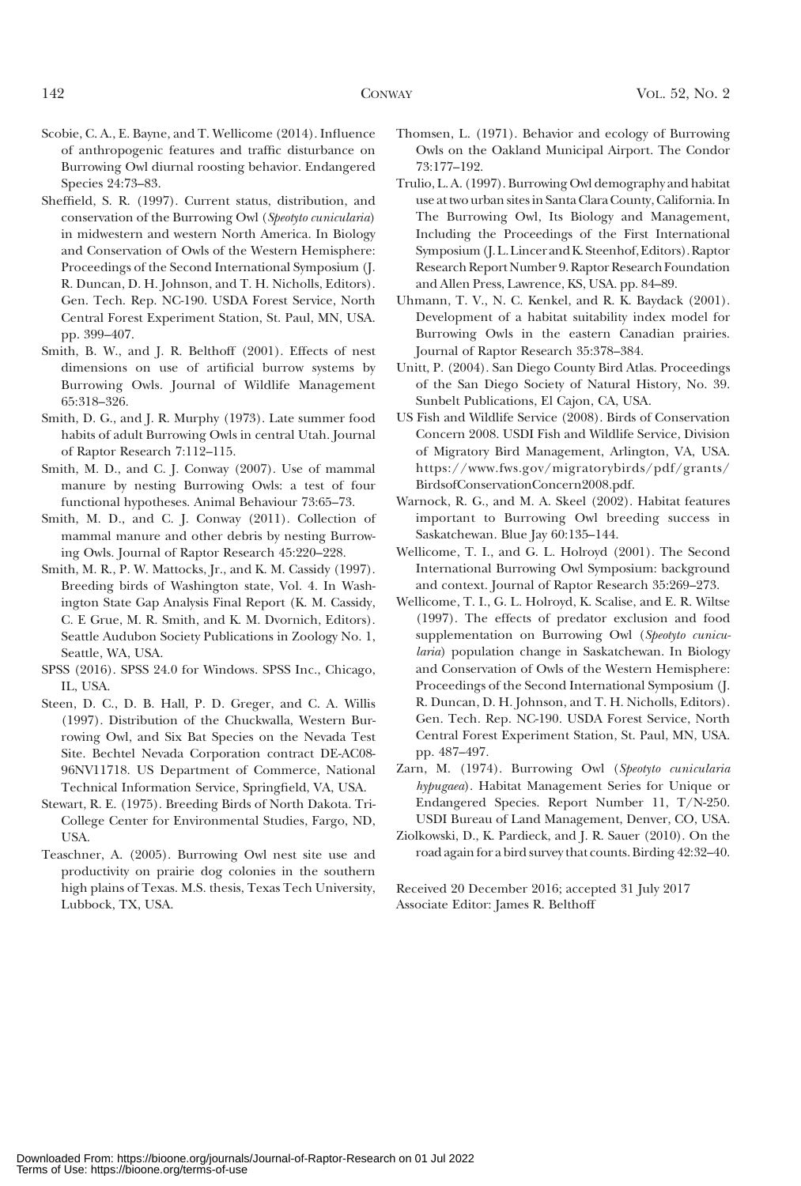Scobie, C. A., E. Bayne, and T. Wellicome (2014). Influence of anthropogenic features and traffic disturbance on Burrowing Owl diurnal roosting behavior. Endangered Species 24:73–83.

Sheffield, S. R. (1997). Current status, distribution, and conservation of the Burrowing Owl (*Speotyto cunicularia*) in midwestern and western North America. In Biology and Conservation of Owls of the Western Hemisphere: Proceedings of the Second International Symposium (J. R. Duncan, D. H. Johnson, and T. H. Nicholls, Editors). Gen. Tech. Rep. NC-190. USDA Forest Service, North Central Forest Experiment Station, St. Paul, MN, USA. pp. 399–407.

Smith, B. W., and J. R. Belthoff (2001). Effects of nest dimensions on use of artificial burrow systems by Burrowing Owls. Journal of Wildlife Management 65:318–326.

Smith, D. G., and J. R. Murphy (1973). Late summer food habits of adult Burrowing Owls in central Utah. Journal of Raptor Research 7:112–115.

Smith, M. D., and C. J. Conway (2007). Use of mammal manure by nesting Burrowing Owls: a test of four functional hypotheses. Animal Behaviour 73:65–73.

Smith, M. D., and C. J. Conway (2011). Collection of mammal manure and other debris by nesting Burrowing Owls. Journal of Raptor Research 45:220–228.

Smith, M. R., P. W. Mattocks, Jr., and K. M. Cassidy (1997). Breeding birds of Washington state, Vol. 4. In Washington State Gap Analysis Final Report (K. M. Cassidy, C. E Grue, M. R. Smith, and K. M. Dvornich, Editors). Seattle Audubon Society Publications in Zoology No. 1, Seattle, WA, USA.

SPSS (2016). SPSS 24.0 for Windows. SPSS Inc., Chicago, IL, USA.

Steen, D. C., D. B. Hall, P. D. Greger, and C. A. Willis (1997). Distribution of the Chuckwalla, Western Burrowing Owl, and Six Bat Species on the Nevada Test Site. Bechtel Nevada Corporation contract DE-AC08-96NV11718. US Department of Commerce, National Technical Information Service, Springfield, VA, USA.

Stewart, R. E. (1975). Breeding Birds of North Dakota. Tri-College Center for Environmental Studies, Fargo, ND, USA.

Teaschner, A. (2005). Burrowing Owl nest site use and productivity on prairie dog colonies in the southern high plains of Texas. M.S. thesis, Texas Tech University, Lubbock, TX, USA.

Thomsen, L. (1971). Behavior and ecology of Burrowing Owls on the Oakland Municipal Airport. The Condor 73:177–192.

Trulio, L. A. (1997). Burrowing Owl demography and habitat use at two urban sites in Santa Clara County, California. In The Burrowing Owl, Its Biology and Management, Including the Proceedings of the First International Symposium (J. L. Lincer and K. Steenhof, Editors). Raptor Research Report Number 9. Raptor Research Foundation and Allen Press, Lawrence, KS, USA. pp. 84–89.

Uhmann, T. V., N. C. Kenkel, and R. K. Baydack (2001). Development of a habitat suitability index model for Burrowing Owls in the eastern Canadian prairies. Journal of Raptor Research 35:378–384.

Unitt, P. (2004). San Diego County Bird Atlas. Proceedings of the San Diego Society of Natural History, No. 39. Sunbelt Publications, El Cajon, CA, USA.

US Fish and Wildlife Service (2008). Birds of Conservation Concern 2008. USDI Fish and Wildlife Service, Division of Migratory Bird Management, Arlington, VA, USA. https://www.fws.gov/migratorybirds/pdf/grants/BirdsofConservationConcern2008.pdf.

Warnock, R. G., and M. A. Skeel (2002). Habitat features important to Burrowing Owl breeding success in Saskatchewan. Blue Jay 60:135–144.

Wellicome, T. I., and G. L. Holroyd (2001). The Second International Burrowing Owl Symposium: background and context. Journal of Raptor Research 35:269–273.

Wellicome, T. I., G. L. Holroyd, K. Scalise, and E. R. Wiltse (1997). The effects of predator exclusion and food supplementation on Burrowing Owl (*Speotyto cunicularia*) population change in Saskatchewan. In Biology and Conservation of Owls of the Western Hemisphere: Proceedings of the Second International Symposium (J. R. Duncan, D. H. Johnson, and T. H. Nicholls, Editors). Gen. Tech. Rep. NC-190. USDA Forest Service, North Central Forest Experiment Station, St. Paul, MN, USA. pp. 487–497.

Zarn, M. (1974). Burrowing Owl (*Speotyto cunicularia hypugaea*). Habitat Management Series for Unique or Endangered Species. Report Number 11, T/N-250. USDI Bureau of Land Management, Denver, CO, USA.

Ziolkowski, D., K. Pardieck, and J. R. Sauer (2010). On the road again for a bird survey that counts. Birding 42:32–40.

Received 20 December 2016; accepted 31 July 2017
Associate Editor: James R. Belthoff